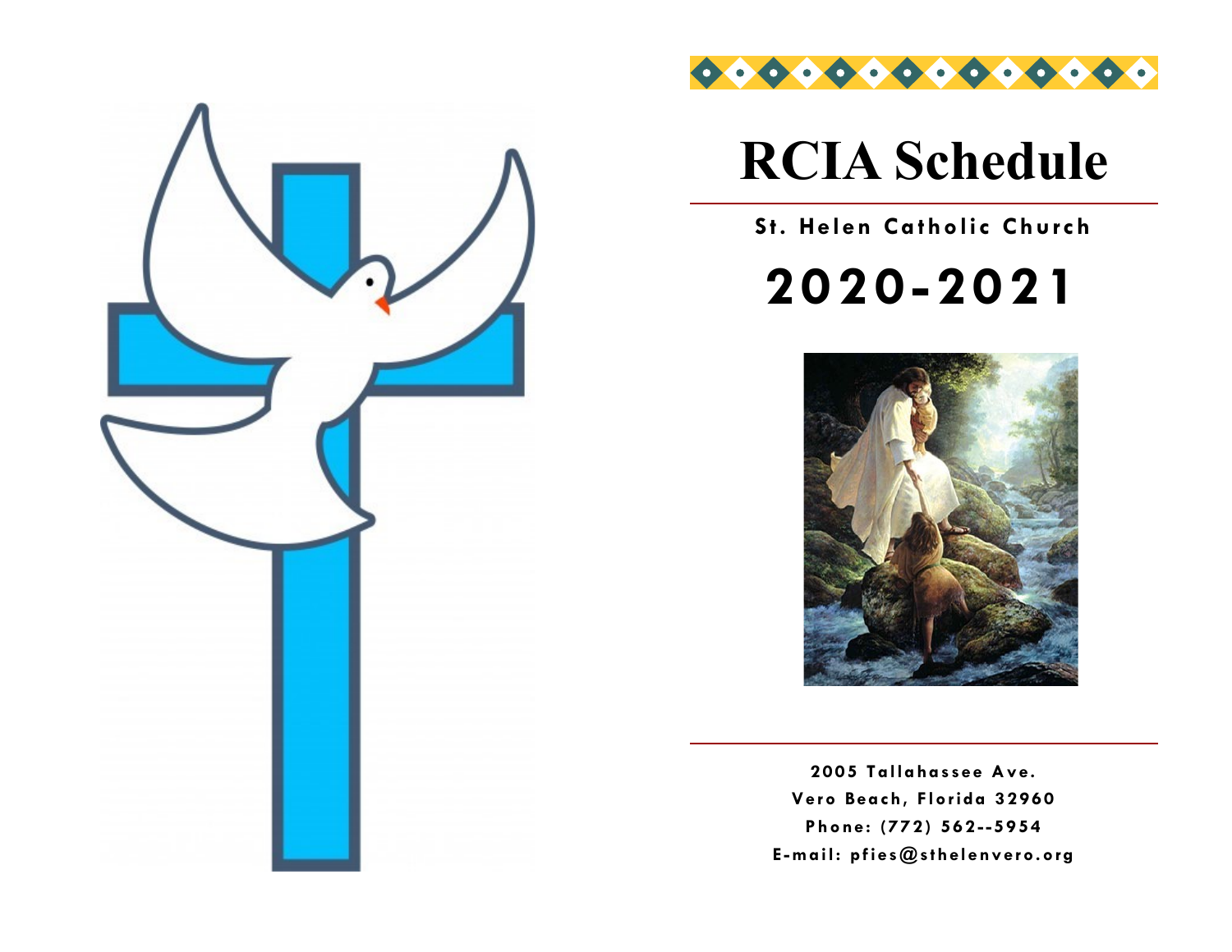# RCIA Schedule

**St. Helen Catholic Church**

## 2020-2021

**2005 Tallahassee Ave.**
**Vero Beach, Florida 32960**
**Phone: (772) 562--5954**
**E-mail: pfies@sthelenvero.org**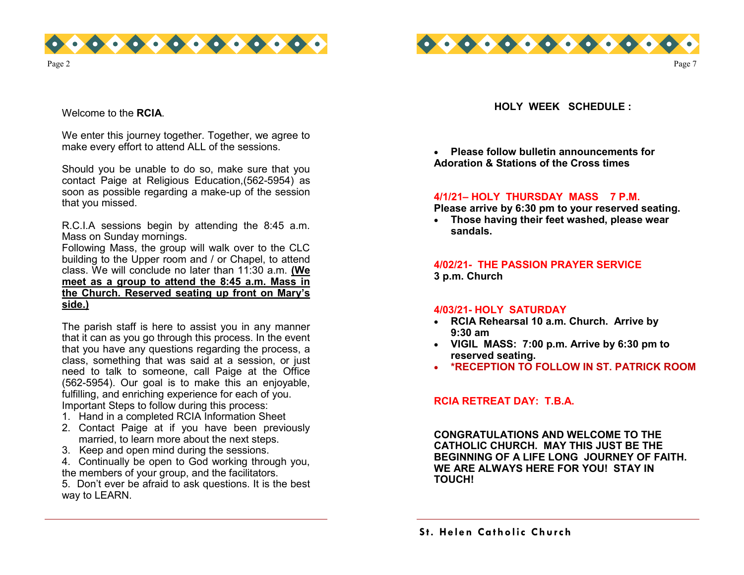Welcome to the **RCIA**.

We enter this journey together. Together, we agree to make every effort to attend ALL of the sessions.

Should you be unable to do so, make sure that you contact Paige at Religious Education,(562-5954) as soon as possible regarding a make-up of the session that you missed.

R.C.I.A sessions begin by attending the 8:45 a.m. Mass on Sunday mornings.
Following Mass, the group will walk over to the CLC building to the Upper room and / or Chapel, to attend class. We will conclude no later than 11:30 a.m. **(We meet as a group to attend the 8:45 a.m. Mass in the Church. Reserved seating up front on Mary's side.)**

The parish staff is here to assist you in any manner that it can as you go through this process. In the event that you have any questions regarding the process, a class, something that was said at a session, or just need to talk to someone, call Paige at the Office (562-5954). Our goal is to make this an enjoyable, fulfilling, and enriching experience for each of you.
Important Steps to follow during this process:

1. Hand in a completed RCIA Information Sheet
2. Contact Paige at if you have been previously married, to learn more about the next steps.
3. Keep and open mind during the sessions.
4. Continually be open to God working through you, the members of your group, and the facilitators.
5. Don't ever be afraid to ask questions. It is the best way to LEARN.

## HOLY WEEK SCHEDULE :

- **Please follow bulletin announcements for Adoration & Stations of the Cross times**

**4/1/21– HOLY THURSDAY MASS 7 P.M.**
**Please arrive by 6:30 pm to your reserved seating.**

- **Those having their feet washed, please wear sandals.**

**4/02/21- THE PASSION PRAYER SERVICE**
**3 p.m. Church**

**4/03/21- HOLY SATURDAY**

- **RCIA Rehearsal 10 a.m. Church. Arrive by 9:30 am**
- **VIGIL MASS: 7:00 p.m. Arrive by 6:30 pm to reserved seating.**
- **\*RECEPTION TO FOLLOW IN ST. PATRICK ROOM**

**RCIA RETREAT DAY: T.B.A.**

**CONGRATULATIONS AND WELCOME TO THE CATHOLIC CHURCH. MAY THIS JUST BE THE BEGINNING OF A LIFE LONG JOURNEY OF FAITH. WE ARE ALWAYS HERE FOR YOU! STAY IN TOUCH!**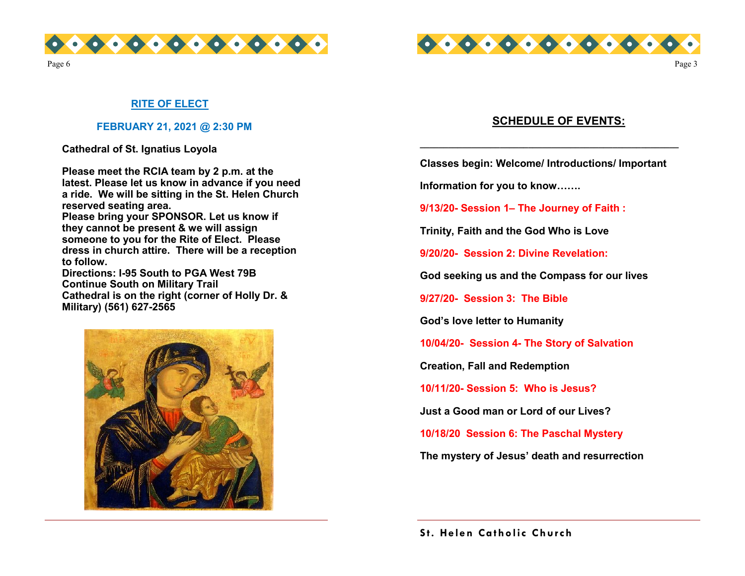## RITE OF ELECT

**FEBRUARY 21, 2021 @ 2:30 PM**

**Cathedral of St. Ignatius Loyola**

**Please meet the RCIA team by 2 p.m. at the latest. Please let us know in advance if you need a ride. We will be sitting in the St. Helen Church reserved seating area.**
**Please bring your SPONSOR. Let us know if they cannot be present & we will assign someone to you for the Rite of Elect. Please dress in church attire. There will be a reception to follow.**
**Directions: I-95 South to PGA West 79B**
**Continue South on Military Trail**
**Cathedral is on the right (corner of Holly Dr. & Military) (561) 627-2565**

## SCHEDULE OF EVENTS:

---

**Classes begin: Welcome/ Introductions/ Important Information for you to know…….**

**9/13/20- Session 1– The Journey of Faith :**

**Trinity, Faith and the God Who is Love**

**9/20/20- Session 2: Divine Revelation:**

**God seeking us and the Compass for our lives**

**9/27/20- Session 3: The Bible**

**God's love letter to Humanity**

**10/04/20- Session 4- The Story of Salvation**

**Creation, Fall and Redemption**

**10/11/20- Session 5: Who is Jesus?**

**Just a Good man or Lord of our Lives?**

**10/18/20 Session 6: The Paschal Mystery**

**The mystery of Jesus' death and resurrection**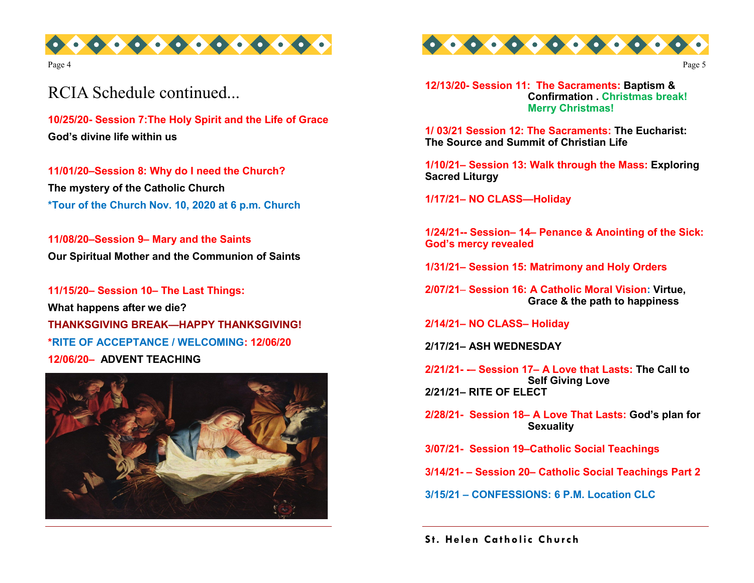# RCIA Schedule continued...

**10/25/20- Session 7:The Holy Spirit and the Life of Grace**
**God's divine life within us**

**11/01/20–Session 8: Why do I need the Church?**
**The mystery of the Catholic Church**
***Tour of the Church Nov. 10, 2020 at 6 p.m. Church**

**11/08/20–Session 9– Mary and the Saints**
**Our Spiritual Mother and the Communion of Saints**

**11/15/20– Session 10– The Last Things:**
**What happens after we die?**
**THANKSGIVING BREAK—HAPPY THANKSGIVING!**
***RITE OF ACCEPTANCE / WELCOMING: 12/06/20**
**12/06/20– ADVENT TEACHING**

**12/13/20- Session 11: The Sacraments: Baptism & Confirmation . Christmas break! Merry Christmas!**

**1/ 03/21 Session 12: The Sacraments: The Eucharist: The Source and Summit of Christian Life**

**1/10/21– Session 13: Walk through the Mass: Exploring Sacred Liturgy**

**1/17/21– NO CLASS—Holiday**

**1/24/21-- Session– 14– Penance & Anointing of the Sick: God's mercy revealed**

**1/31/21– Session 15: Matrimony and Holy Orders**

**2/07/21– Session 16: A Catholic Moral Vision: Virtue, Grace & the path to happiness**

**2/14/21– NO CLASS– Holiday**

**2/17/21– ASH WEDNESDAY**

**2/21/21- -– Session 17– A Love that Lasts: The Call to Self Giving Love**
**2/21/21– RITE OF ELECT**

**2/28/21- Session 18– A Love That Lasts: God's plan for Sexuality**

**3/07/21- Session 19–Catholic Social Teachings**

**3/14/21- – Session 20– Catholic Social Teachings Part 2**

**3/15/21 – CONFESSIONS: 6 P.M. Location CLC**